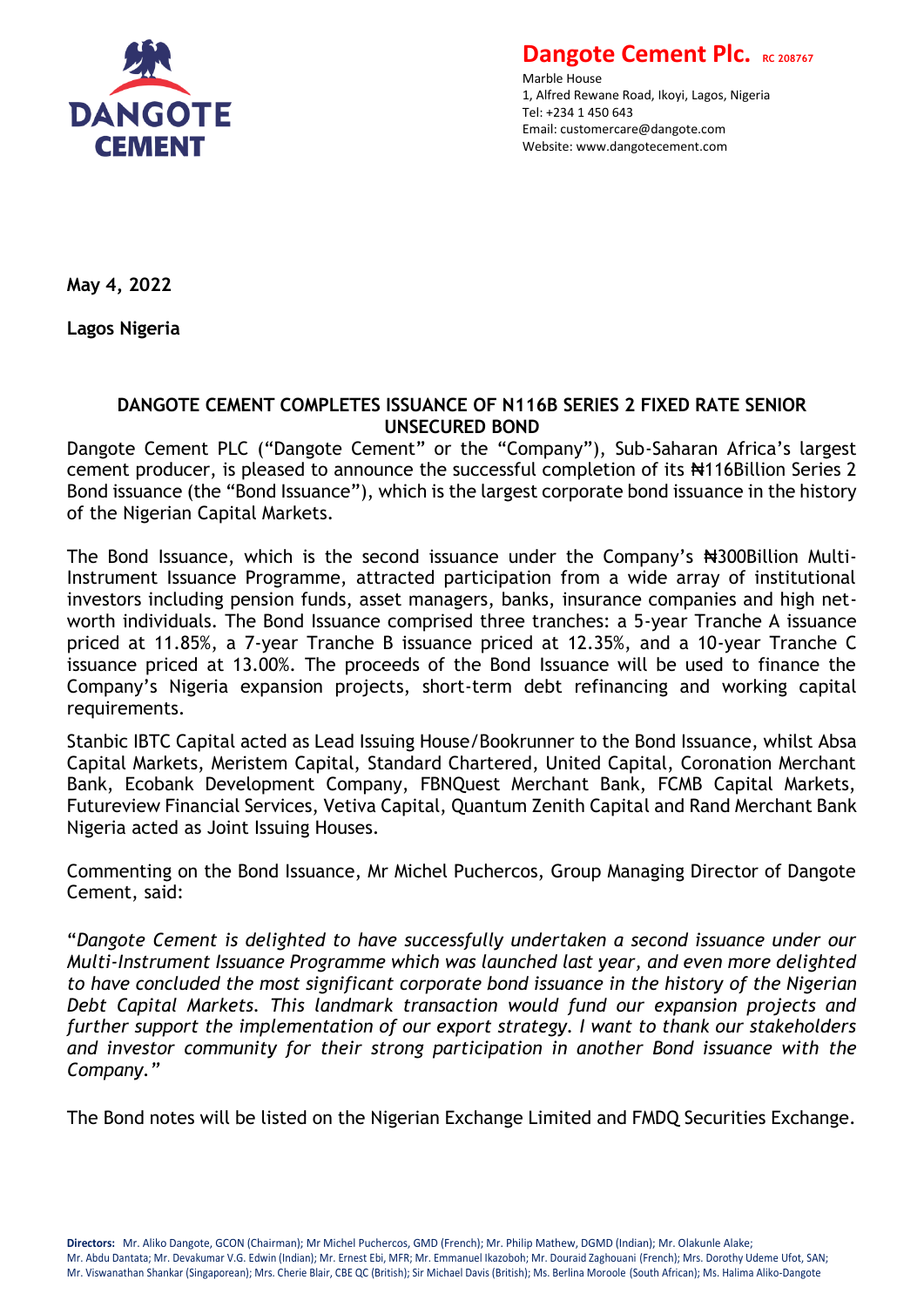**Dangote Cement Plc.** RC 208767

Marble House
1, Alfred Rewane Road, Ikoyi, Lagos, Nigeria
Tel: +234 1 450 643
Email: customercare@dangote.com
Website: www.dangotecement.com

**May 4, 2022**

**Lagos Nigeria**

## DANGOTE CEMENT COMPLETES ISSUANCE OF N116B SERIES 2 FIXED RATE SENIOR UNSECURED BOND

Dangote Cement PLC ("Dangote Cement" or the "Company"), Sub-Saharan Africa's largest cement producer, is pleased to announce the successful completion of its ₦116Billion Series 2 Bond issuance (the "Bond Issuance"), which is the largest corporate bond issuance in the history of the Nigerian Capital Markets.

The Bond Issuance, which is the second issuance under the Company's ₦300Billion Multi-Instrument Issuance Programme, attracted participation from a wide array of institutional investors including pension funds, asset managers, banks, insurance companies and high net-worth individuals. The Bond Issuance comprised three tranches: a 5-year Tranche A issuance priced at 11.85%, a 7-year Tranche B issuance priced at 12.35%, and a 10-year Tranche C issuance priced at 13.00%. The proceeds of the Bond Issuance will be used to finance the Company's Nigeria expansion projects, short-term debt refinancing and working capital requirements.

Stanbic IBTC Capital acted as Lead Issuing House/Bookrunner to the Bond Issuance, whilst Absa Capital Markets, Meristem Capital, Standard Chartered, United Capital, Coronation Merchant Bank, Ecobank Development Company, FBNQuest Merchant Bank, FCMB Capital Markets, Futureview Financial Services, Vetiva Capital, Quantum Zenith Capital and Rand Merchant Bank Nigeria acted as Joint Issuing Houses.

Commenting on the Bond Issuance, Mr Michel Puchercos, Group Managing Director of Dangote Cement, said:

"*Dangote Cement is delighted to have successfully undertaken a second issuance under our Multi-Instrument Issuance Programme which was launched last year, and even more delighted to have concluded the most significant corporate bond issuance in the history of the Nigerian Debt Capital Markets. This landmark transaction would fund our expansion projects and further support the implementation of our export strategy. I want to thank our stakeholders and investor community for their strong participation in another Bond issuance with the Company.*"

The Bond notes will be listed on the Nigerian Exchange Limited and FMDQ Securities Exchange.

**Directors:** Mr. Aliko Dangote, GCON (Chairman); Mr Michel Puchercos, GMD (French); Mr. Philip Mathew, DGMD (Indian); Mr. Olakunle Alake; Mr. Abdu Dantata; Mr. Devakumar V.G. Edwin (Indian); Mr. Ernest Ebi, MFR; Mr. Emmanuel Ikazoboh; Mr. Douraid Zaghouani (French); Mrs. Dorothy Udeme Ufot, SAN; Mr. Viswanathan Shankar (Singaporean); Mrs. Cherie Blair, CBE QC (British); Sir Michael Davis (British); Ms. Berlina Moroole (South African); Ms. Halima Aliko-Dangote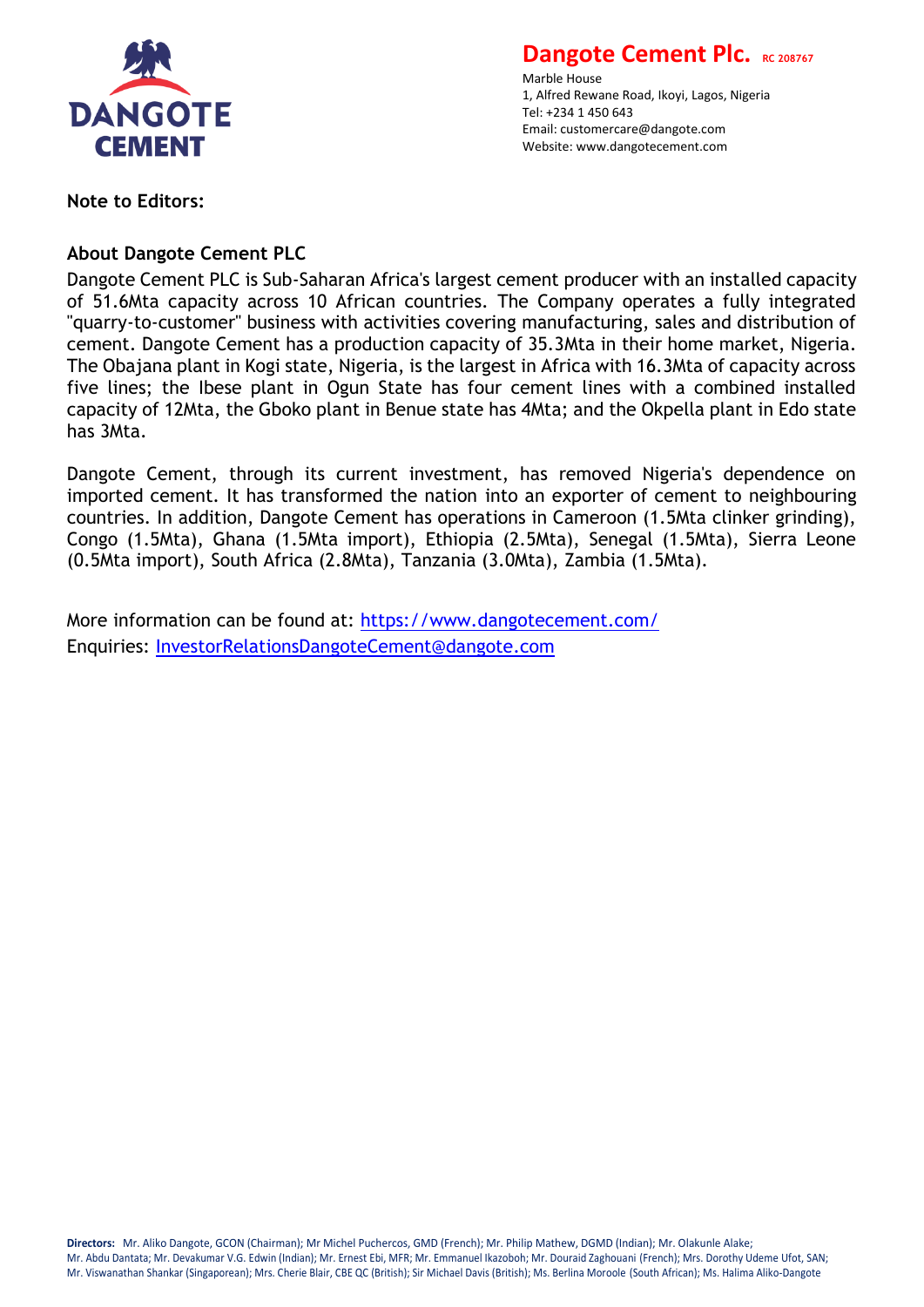**Dangote Cement Plc.** RC 208767

Marble House
1, Alfred Rewane Road, Ikoyi, Lagos, Nigeria
Tel: +234 1 450 643
Email: customercare@dangote.com
Website: www.dangotecement.com

**Note to Editors:**

**About Dangote Cement PLC**

Dangote Cement PLC is Sub-Saharan Africa's largest cement producer with an installed capacity of 51.6Mta capacity across 10 African countries. The Company operates a fully integrated "quarry-to-customer" business with activities covering manufacturing, sales and distribution of cement. Dangote Cement has a production capacity of 35.3Mta in their home market, Nigeria. The Obajana plant in Kogi state, Nigeria, is the largest in Africa with 16.3Mta of capacity across five lines; the Ibese plant in Ogun State has four cement lines with a combined installed capacity of 12Mta, the Gboko plant in Benue state has 4Mta; and the Okpella plant in Edo state has 3Mta.

Dangote Cement, through its current investment, has removed Nigeria's dependence on imported cement. It has transformed the nation into an exporter of cement to neighbouring countries. In addition, Dangote Cement has operations in Cameroon (1.5Mta clinker grinding), Congo (1.5Mta), Ghana (1.5Mta import), Ethiopia (2.5Mta), Senegal (1.5Mta), Sierra Leone (0.5Mta import), South Africa (2.8Mta), Tanzania (3.0Mta), Zambia (1.5Mta).

More information can be found at: [https://www.dangotecement.com/](https://www.dangotecement.com/)
Enquiries: [InvestorRelationsDangoteCement@dangote.com](mailto:InvestorRelationsDangoteCement@dangote.com)

**Directors:** Mr. Aliko Dangote, GCON (Chairman); Mr Michel Puchercos, GMD (French); Mr. Philip Mathew, DGMD (Indian); Mr. Olakunle Alake; Mr. Abdu Dantata; Mr. Devakumar V.G. Edwin (Indian); Mr. Ernest Ebi, MFR; Mr. Emmanuel Ikazoboh; Mr. Douraid Zaghouani (French); Mrs. Dorothy Udeme Ufot, SAN; Mr. Viswanathan Shankar (Singaporean); Mrs. Cherie Blair, CBE QC (British); Sir Michael Davis (British); Ms. Berlina Moroole (South African); Ms. Halima Aliko-Dangote